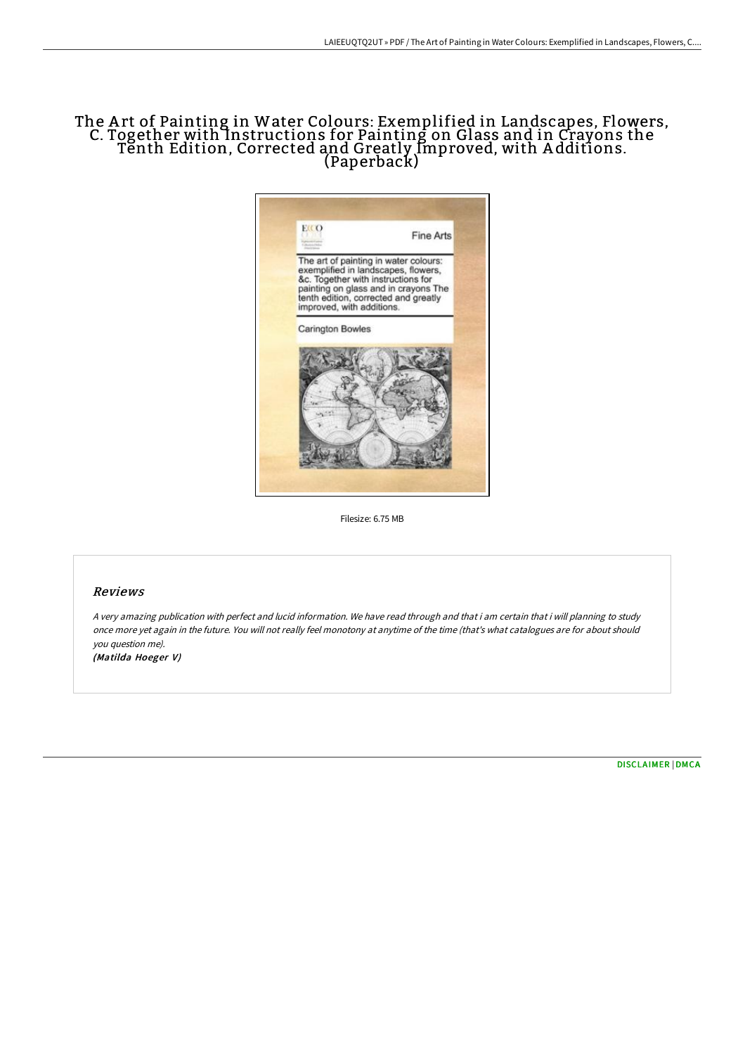# The Art of Painting in Water Colours: Exemplified in Landscapes, Flowers, C. Together with Instructions for Painting on Glass and in Crayons the Tenth Edition, Corrected and Greatly Improved, with Additions. (Paperback)

Filesize: 6.75 MB

## Reviews

*A very amazing publication with perfect and lucid information. We have read through and that i am certain that i will planning to study once more yet again in the future. You will not really feel monotony at anytime of the time (that's what catalogues are for about should you question me).*

***(Matilda Hoeger V)***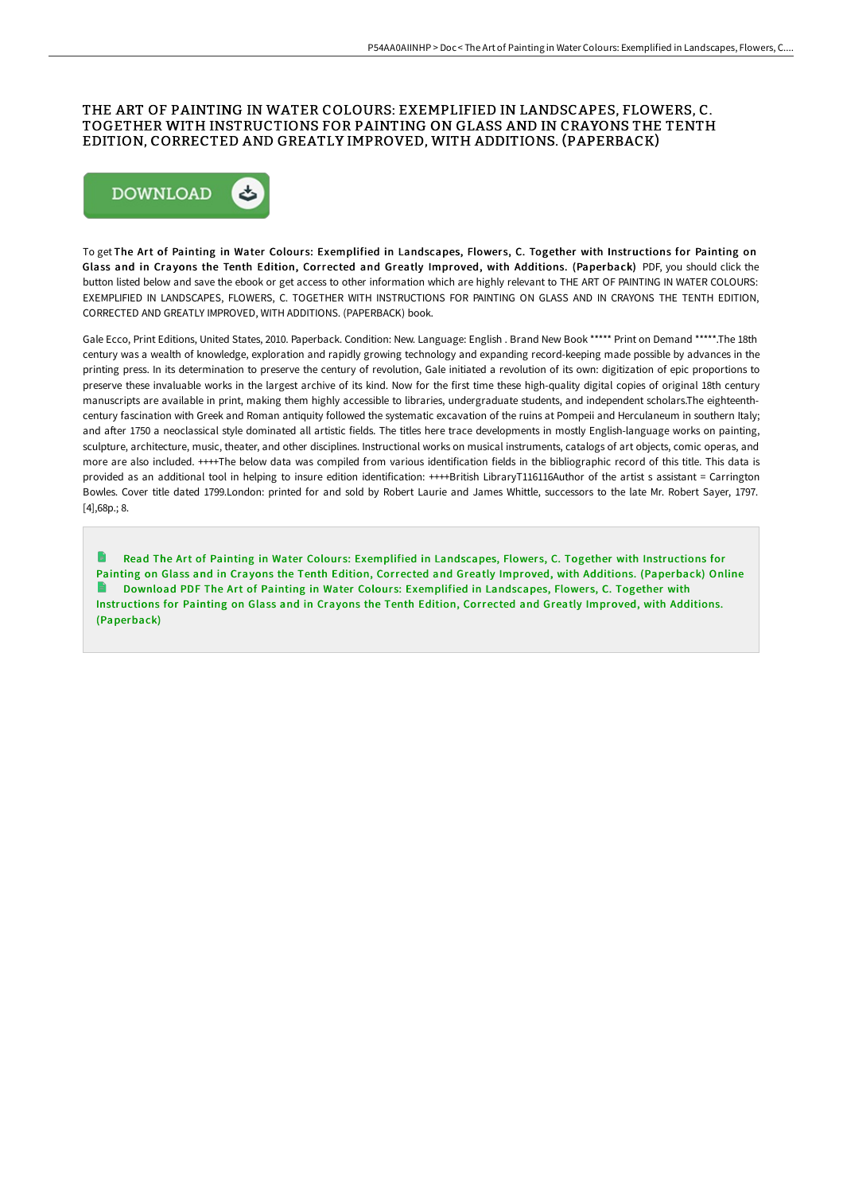# THE ART OF PAINTING IN WATER COLOURS: EXEMPLIFIED IN LANDSCAPES, FLOWERS, C. TOGETHER WITH INSTRUCTIONS FOR PAINTING ON GLASS AND IN CRAYONS THE TENTH EDITION, CORRECTED AND GREATLY IMPROVED, WITH ADDITIONS. (PAPERBACK)

DOWNLOAD

To get **The Art of Painting in Water Colours: Exemplified in Landscapes, Flowers, C. Together with Instructions for Painting on Glass and in Crayons the Tenth Edition, Corrected and Greatly Improved, with Additions. (Paperback)** PDF, you should click the button listed below and save the ebook or get access to other information which are highly relevant to THE ART OF PAINTING IN WATER COLOURS: EXEMPLIFIED IN LANDSCAPES, FLOWERS, C. TOGETHER WITH INSTRUCTIONS FOR PAINTING ON GLASS AND IN CRAYONS THE TENTH EDITION, CORRECTED AND GREATLY IMPROVED, WITH ADDITIONS. (PAPERBACK) book.

Gale Ecco, Print Editions, United States, 2010. Paperback. Condition: New. Language: English . Brand New Book ***** Print on Demand *****.The 18th century was a wealth of knowledge, exploration and rapidly growing technology and expanding record-keeping made possible by advances in the printing press. In its determination to preserve the century of revolution, Gale initiated a revolution of its own: digitization of epic proportions to preserve these invaluable works in the largest archive of its kind. Now for the first time these high-quality digital copies of original 18th century manuscripts are available in print, making them highly accessible to libraries, undergraduate students, and independent scholars.The eighteenth-century fascination with Greek and Roman antiquity followed the systematic excavation of the ruins at Pompeii and Herculaneum in southern Italy; and after 1750 a neoclassical style dominated all artistic fields. The titles here trace developments in mostly English-language works on painting, sculpture, architecture, music, theater, and other disciplines. Instructional works on musical instruments, catalogs of art objects, comic operas, and more are also included. ++++The below data was compiled from various identification fields in the bibliographic record of this title. This data is provided as an additional tool in helping to insure edition identification: ++++British LibraryT116116Author of the artist s assistant = Carrington Bowles. Cover title dated 1799.London: printed for and sold by Robert Laurie and James Whittle, successors to the late Mr. Robert Sayer, 1797. [4],68p.; 8.

Read The Art of Painting in Water Colours: Exemplified in Landscapes, Flowers, C. Together with Instructions for Painting on Glass and in Crayons the Tenth Edition, Corrected and Greatly Improved, with Additions. (Paperback) Online

Download PDF The Art of Painting in Water Colours: Exemplified in Landscapes, Flowers, C. Together with Instructions for Painting on Glass and in Crayons the Tenth Edition, Corrected and Greatly Improved, with Additions. (Paperback)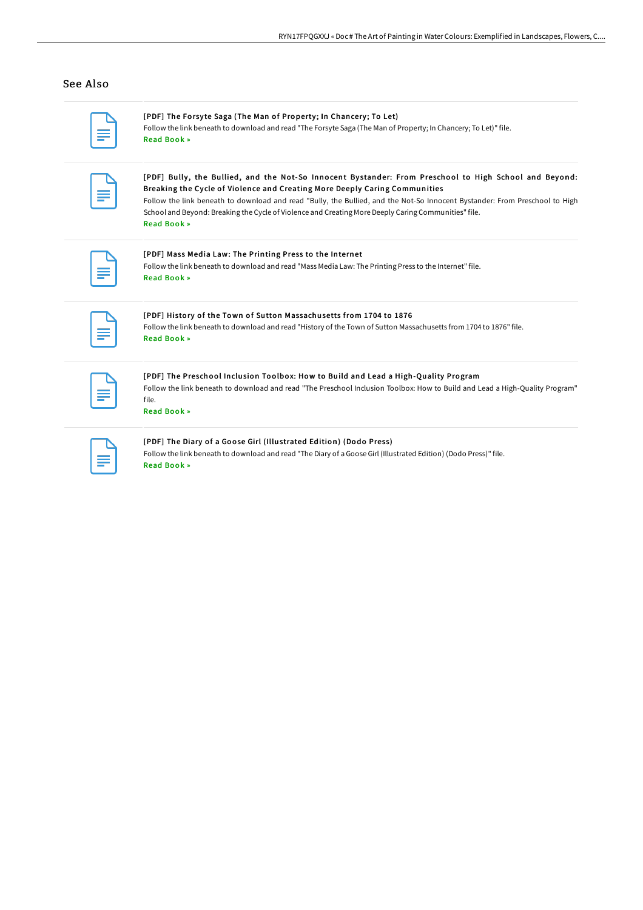## See Also

**[PDF] The Forsyte Saga (The Man of Property; In Chancery; To Let)**
Follow the link beneath to download and read "The Forsyte Saga (The Man of Property; In Chancery; To Let)" file.
Read Book »

**[PDF] Bully, the Bullied, and the Not-So Innocent Bystander: From Preschool to High School and Beyond: Breaking the Cycle of Violence and Creating More Deeply Caring Communities**
Follow the link beneath to download and read "Bully, the Bullied, and the Not-So Innocent Bystander: From Preschool to High School and Beyond: Breaking the Cycle of Violence and Creating More Deeply Caring Communities" file.
Read Book »

**[PDF] Mass Media Law: The Printing Press to the Internet**
Follow the link beneath to download and read "Mass Media Law: The Printing Press to the Internet" file.
Read Book »

**[PDF] History of the Town of Sutton Massachusetts from 1704 to 1876**
Follow the link beneath to download and read "History of the Town of Sutton Massachusetts from 1704 to 1876" file.
Read Book »

**[PDF] The Preschool Inclusion Toolbox: How to Build and Lead a High-Quality Program**
Follow the link beneath to download and read "The Preschool Inclusion Toolbox: How to Build and Lead a High-Quality Program" file.
Read Book »

**[PDF] The Diary of a Goose Girl (Illustrated Edition) (Dodo Press)**
Follow the link beneath to download and read "The Diary of a Goose Girl (Illustrated Edition) (Dodo Press)" file.
Read Book »